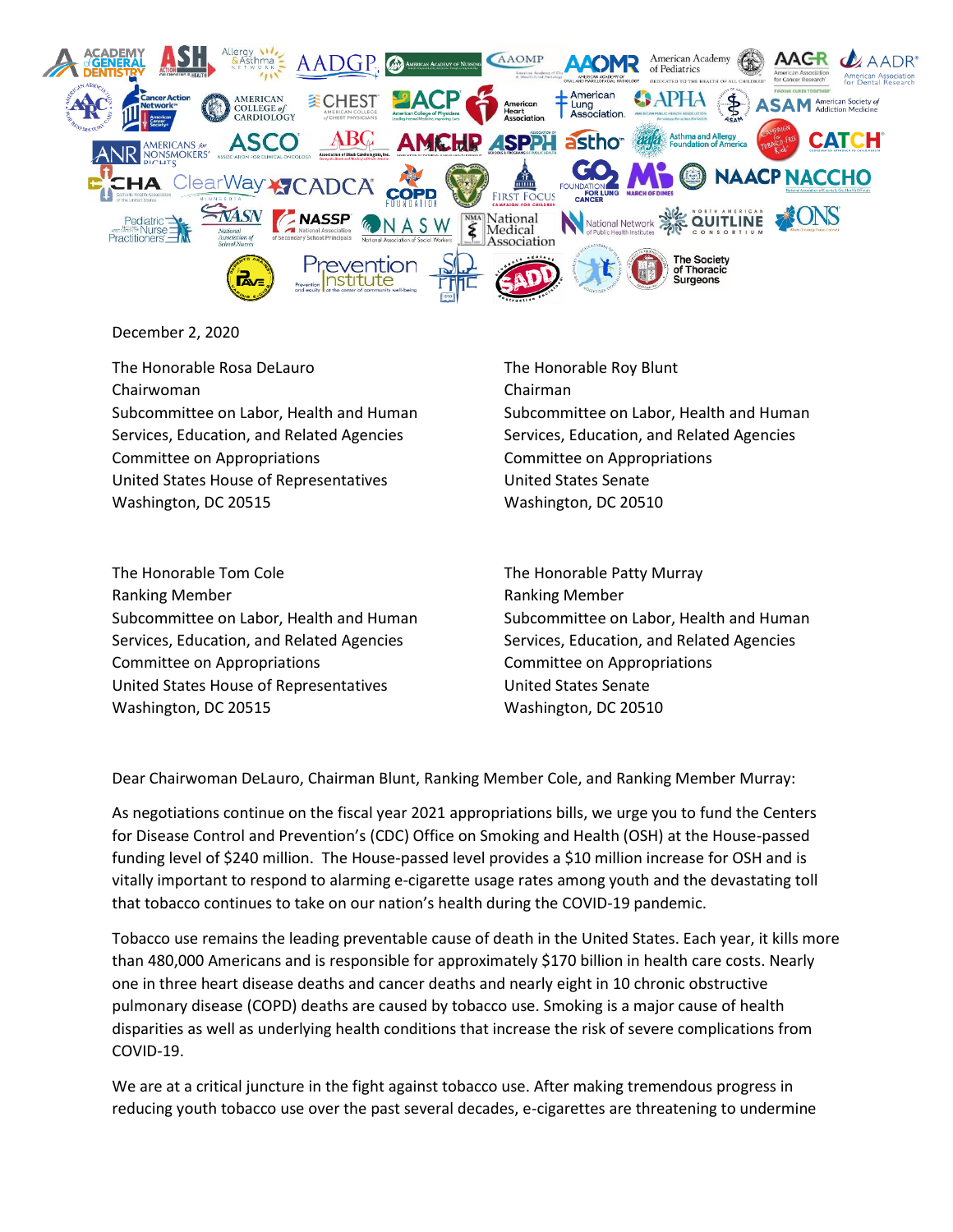December 2, 2020

The Honorable Rosa DeLauro
Chairwoman
Subcommittee on Labor, Health and Human Services, Education, and Related Agencies
Committee on Appropriations
United States House of Representatives
Washington, DC 20515

The Honorable Roy Blunt
Chairman
Subcommittee on Labor, Health and Human Services, Education, and Related Agencies
Committee on Appropriations
United States Senate
Washington, DC 20510

The Honorable Tom Cole
Ranking Member
Subcommittee on Labor, Health and Human Services, Education, and Related Agencies
Committee on Appropriations
United States House of Representatives
Washington, DC 20515

The Honorable Patty Murray
Ranking Member
Subcommittee on Labor, Health and Human Services, Education, and Related Agencies
Committee on Appropriations
United States Senate
Washington, DC 20510

Dear Chairwoman DeLauro, Chairman Blunt, Ranking Member Cole, and Ranking Member Murray:

As negotiations continue on the fiscal year 2021 appropriations bills, we urge you to fund the Centers for Disease Control and Prevention's (CDC) Office on Smoking and Health (OSH) at the House-passed funding level of $240 million. The House-passed level provides a $10 million increase for OSH and is vitally important to respond to alarming e-cigarette usage rates among youth and the devastating toll that tobacco continues to take on our nation's health during the COVID-19 pandemic.

Tobacco use remains the leading preventable cause of death in the United States. Each year, it kills more than 480,000 Americans and is responsible for approximately $170 billion in health care costs. Nearly one in three heart disease deaths and cancer deaths and nearly eight in 10 chronic obstructive pulmonary disease (COPD) deaths are caused by tobacco use. Smoking is a major cause of health disparities as well as underlying health conditions that increase the risk of severe complications from COVID-19.

We are at a critical juncture in the fight against tobacco use. After making tremendous progress in reducing youth tobacco use over the past several decades, e-cigarettes are threatening to undermine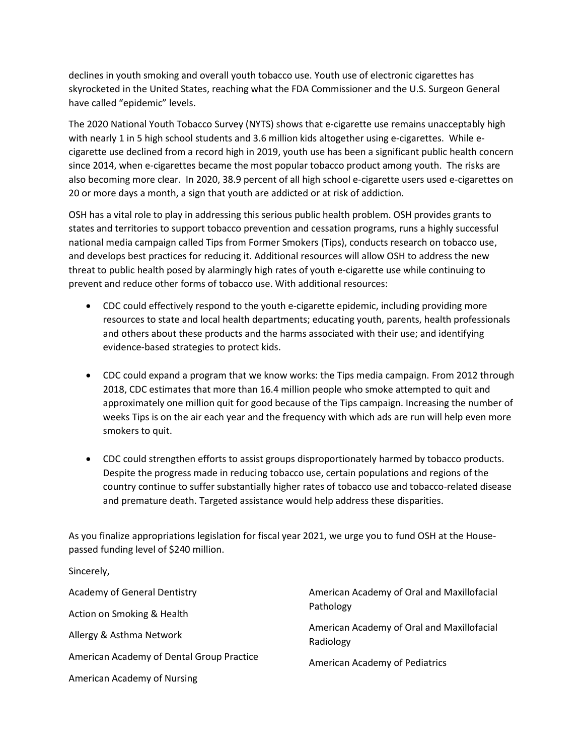declines in youth smoking and overall youth tobacco use. Youth use of electronic cigarettes has skyrocketed in the United States, reaching what the FDA Commissioner and the U.S. Surgeon General have called "epidemic" levels.

The 2020 National Youth Tobacco Survey (NYTS) shows that e-cigarette use remains unacceptably high with nearly 1 in 5 high school students and 3.6 million kids altogether using e-cigarettes. While e-cigarette use declined from a record high in 2019, youth use has been a significant public health concern since 2014, when e-cigarettes became the most popular tobacco product among youth. The risks are also becoming more clear. In 2020, 38.9 percent of all high school e-cigarette users used e-cigarettes on 20 or more days a month, a sign that youth are addicted or at risk of addiction.

OSH has a vital role to play in addressing this serious public health problem. OSH provides grants to states and territories to support tobacco prevention and cessation programs, runs a highly successful national media campaign called Tips from Former Smokers (Tips), conducts research on tobacco use, and develops best practices for reducing it. Additional resources will allow OSH to address the new threat to public health posed by alarmingly high rates of youth e-cigarette use while continuing to prevent and reduce other forms of tobacco use. With additional resources:

- CDC could effectively respond to the youth e-cigarette epidemic, including providing more resources to state and local health departments; educating youth, parents, health professionals and others about these products and the harms associated with their use; and identifying evidence-based strategies to protect kids.

- CDC could expand a program that we know works: the Tips media campaign. From 2012 through 2018, CDC estimates that more than 16.4 million people who smoke attempted to quit and approximately one million quit for good because of the Tips campaign. Increasing the number of weeks Tips is on the air each year and the frequency with which ads are run will help even more smokers to quit.

- CDC could strengthen efforts to assist groups disproportionately harmed by tobacco products. Despite the progress made in reducing tobacco use, certain populations and regions of the country continue to suffer substantially higher rates of tobacco use and tobacco-related disease and premature death. Targeted assistance would help address these disparities.

As you finalize appropriations legislation for fiscal year 2021, we urge you to fund OSH at the House-passed funding level of $240 million.

Sincerely,

Academy of General Dentistry

Action on Smoking & Health

Allergy & Asthma Network

American Academy of Dental Group Practice

American Academy of Nursing

American Academy of Oral and Maxillofacial Pathology

American Academy of Oral and Maxillofacial Radiology

American Academy of Pediatrics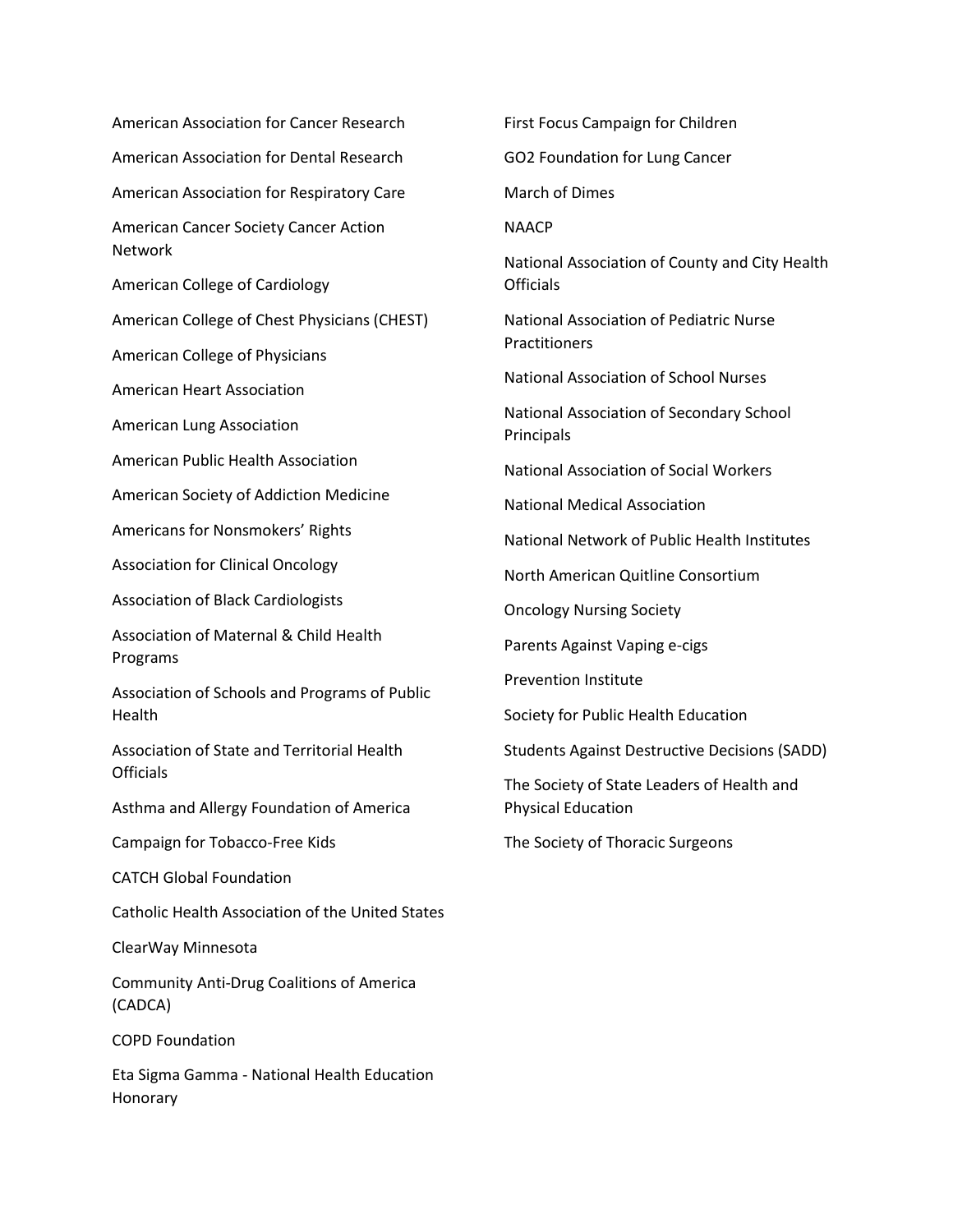American Association for Cancer Research

American Association for Dental Research

American Association for Respiratory Care

American Cancer Society Cancer Action Network

American College of Cardiology

American College of Chest Physicians (CHEST)

American College of Physicians

American Heart Association

American Lung Association

American Public Health Association

American Society of Addiction Medicine

Americans for Nonsmokers' Rights

Association for Clinical Oncology

Association of Black Cardiologists

Association of Maternal & Child Health Programs

Association of Schools and Programs of Public Health

Association of State and Territorial Health Officials

Asthma and Allergy Foundation of America

Campaign for Tobacco-Free Kids

CATCH Global Foundation

Catholic Health Association of the United States

ClearWay Minnesota

Community Anti-Drug Coalitions of America (CADCA)

COPD Foundation

Eta Sigma Gamma - National Health Education Honorary

First Focus Campaign for Children

GO2 Foundation for Lung Cancer

March of Dimes

NAACP

National Association of County and City Health Officials

National Association of Pediatric Nurse Practitioners

National Association of School Nurses

National Association of Secondary School Principals

National Association of Social Workers

National Medical Association

National Network of Public Health Institutes

North American Quitline Consortium

Oncology Nursing Society

Parents Against Vaping e-cigs

Prevention Institute

Society for Public Health Education

Students Against Destructive Decisions (SADD)

The Society of State Leaders of Health and Physical Education

The Society of Thoracic Surgeons